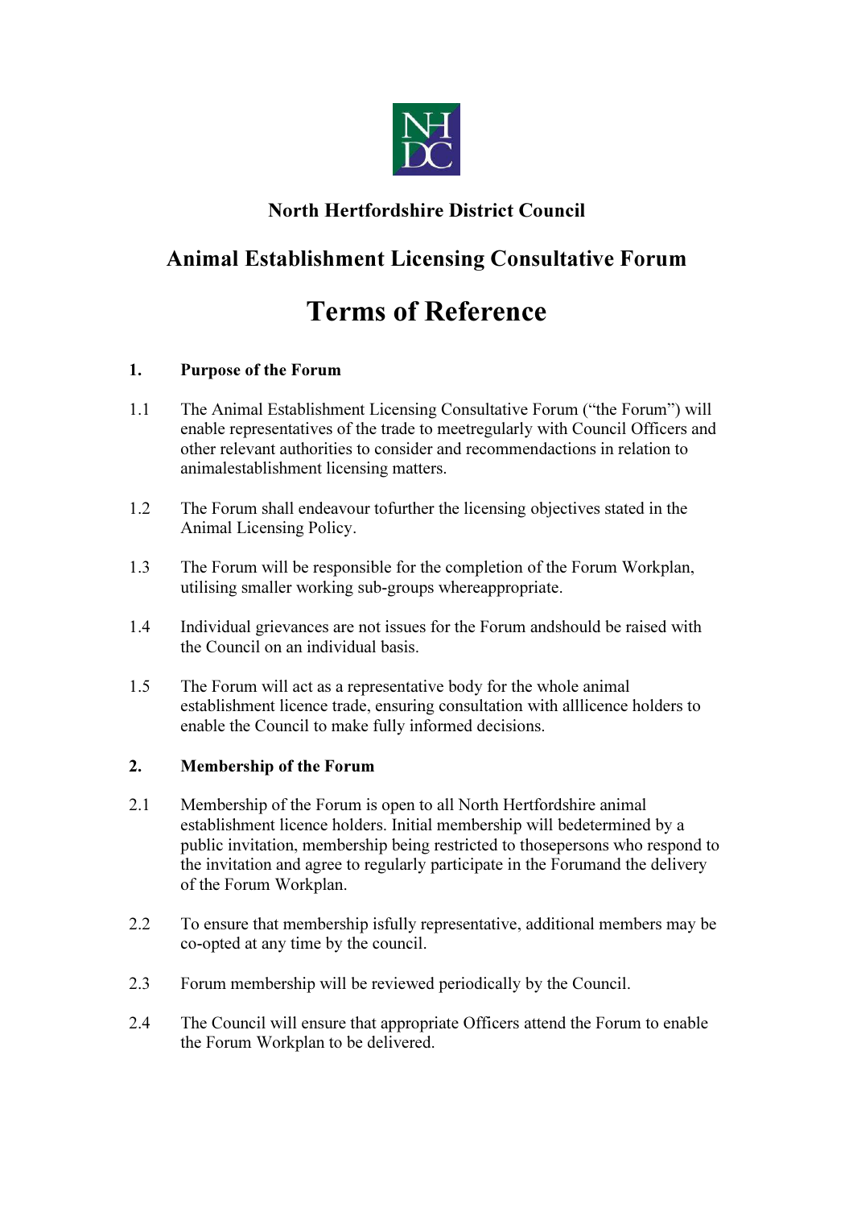# North Hertfordshire District Council

## Animal Establishment Licensing Consultative Forum

# Terms of Reference

### 1. Purpose of the Forum

1.1 The Animal Establishment Licensing Consultative Forum ("the Forum") will enable representatives of the trade to meetregularly with Council Officers and other relevant authorities to consider and recommendactions in relation to animalestablishment licensing matters.

1.2 The Forum shall endeavour tofurther the licensing objectives stated in the Animal Licensing Policy.

1.3 The Forum will be responsible for the completion of the Forum Workplan, utilising smaller working sub-groups whereappropriate.

1.4 Individual grievances are not issues for the Forum andshould be raised with the Council on an individual basis.

1.5 The Forum will act as a representative body for the whole animal establishment licence trade, ensuring consultation with alllicence holders to enable the Council to make fully informed decisions.

### 2. Membership of the Forum

2.1 Membership of the Forum is open to all North Hertfordshire animal establishment licence holders. Initial membership will bedetermined by a public invitation, membership being restricted to thosepersons who respond to the invitation and agree to regularly participate in the Forumand the delivery of the Forum Workplan.

2.2 To ensure that membership isfully representative, additional members may be co-opted at any time by the council.

2.3 Forum membership will be reviewed periodically by the Council.

2.4 The Council will ensure that appropriate Officers attend the Forum to enable the Forum Workplan to be delivered.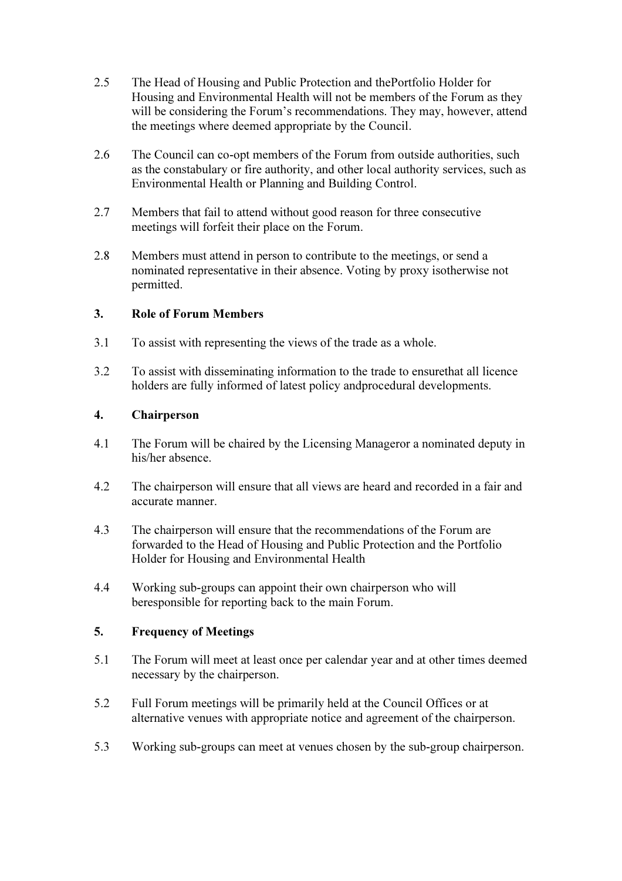2.5 The Head of Housing and Public Protection and thePortfolio Holder for Housing and Environmental Health will not be members of the Forum as they will be considering the Forum's recommendations. They may, however, attend the meetings where deemed appropriate by the Council.

2.6 The Council can co-opt members of the Forum from outside authorities, such as the constabulary or fire authority, and other local authority services, such as Environmental Health or Planning and Building Control.

2.7 Members that fail to attend without good reason for three consecutive meetings will forfeit their place on the Forum.

2.8 Members must attend in person to contribute to the meetings, or send a nominated representative in their absence. Voting by proxy isotherwise not permitted.

## 3. Role of Forum Members

3.1 To assist with representing the views of the trade as a whole.

3.2 To assist with disseminating information to the trade to ensurethat all licence holders are fully informed of latest policy andprocedural developments.

## 4. Chairperson

4.1 The Forum will be chaired by the Licensing Manageror a nominated deputy in his/her absence.

4.2 The chairperson will ensure that all views are heard and recorded in a fair and accurate manner.

4.3 The chairperson will ensure that the recommendations of the Forum are forwarded to the Head of Housing and Public Protection and the Portfolio Holder for Housing and Environmental Health

4.4 Working sub-groups can appoint their own chairperson who will beresponsible for reporting back to the main Forum.

## 5. Frequency of Meetings

5.1 The Forum will meet at least once per calendar year and at other times deemed necessary by the chairperson.

5.2 Full Forum meetings will be primarily held at the Council Offices or at alternative venues with appropriate notice and agreement of the chairperson.

5.3 Working sub-groups can meet at venues chosen by the sub-group chairperson.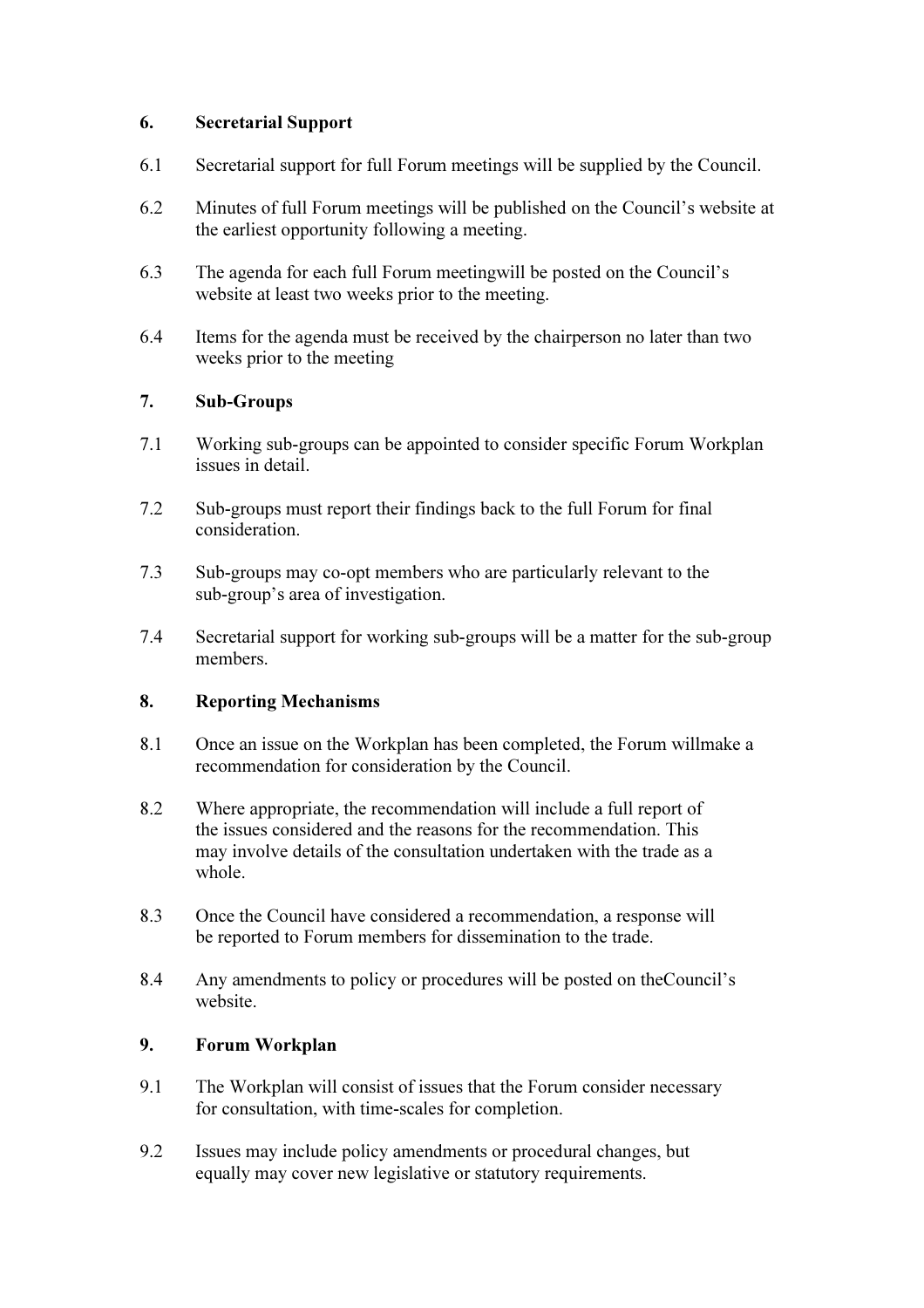## 6. Secretarial Support

6.1 Secretarial support for full Forum meetings will be supplied by the Council.

6.2 Minutes of full Forum meetings will be published on the Council's website at the earliest opportunity following a meeting.

6.3 The agenda for each full Forum meetingwill be posted on the Council's website at least two weeks prior to the meeting.

6.4 Items for the agenda must be received by the chairperson no later than two weeks prior to the meeting

## 7. Sub-Groups

7.1 Working sub-groups can be appointed to consider specific Forum Workplan issues in detail.

7.2 Sub-groups must report their findings back to the full Forum for final consideration.

7.3 Sub-groups may co-opt members who are particularly relevant to the sub-group's area of investigation.

7.4 Secretarial support for working sub-groups will be a matter for the sub-group members.

## 8. Reporting Mechanisms

8.1 Once an issue on the Workplan has been completed, the Forum willmake a recommendation for consideration by the Council.

8.2 Where appropriate, the recommendation will include a full report of the issues considered and the reasons for the recommendation. This may involve details of the consultation undertaken with the trade as a whole.

8.3 Once the Council have considered a recommendation, a response will be reported to Forum members for dissemination to the trade.

8.4 Any amendments to policy or procedures will be posted on theCouncil's website.

## 9. Forum Workplan

9.1 The Workplan will consist of issues that the Forum consider necessary for consultation, with time-scales for completion.

9.2 Issues may include policy amendments or procedural changes, but equally may cover new legislative or statutory requirements.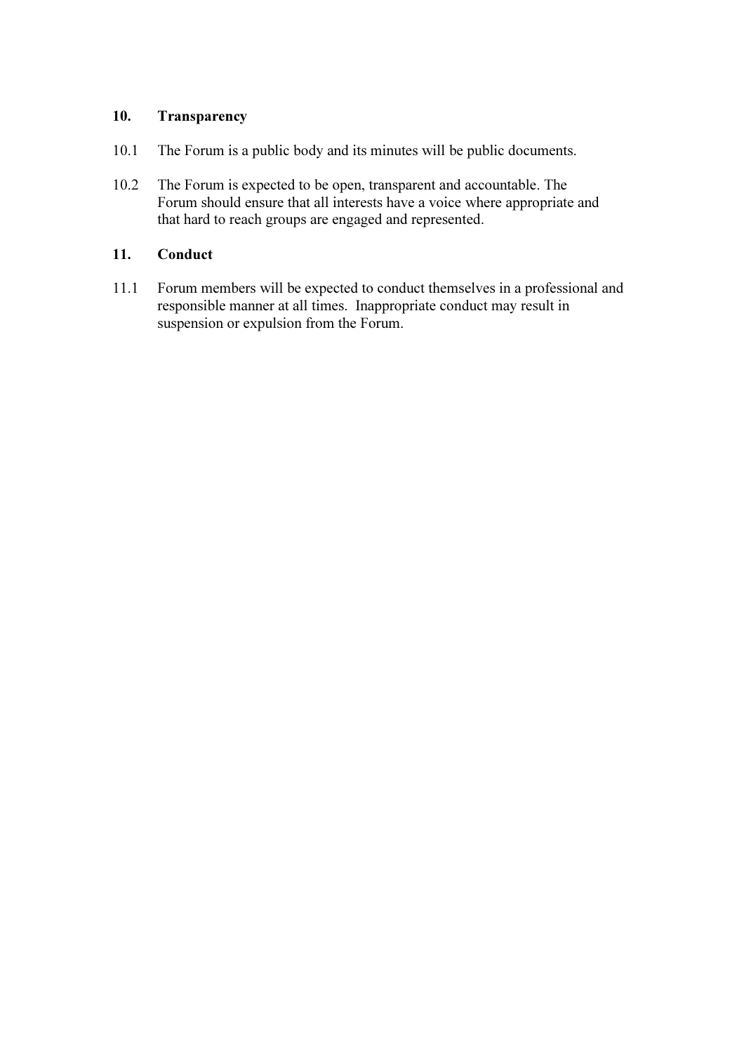## 10. Transparency

10.1 The Forum is a public body and its minutes will be public documents.

10.2 The Forum is expected to be open, transparent and accountable. The Forum should ensure that all interests have a voice where appropriate and that hard to reach groups are engaged and represented.

## 11. Conduct

11.1 Forum members will be expected to conduct themselves in a professional and responsible manner at all times. Inappropriate conduct may result in suspension or expulsion from the Forum.